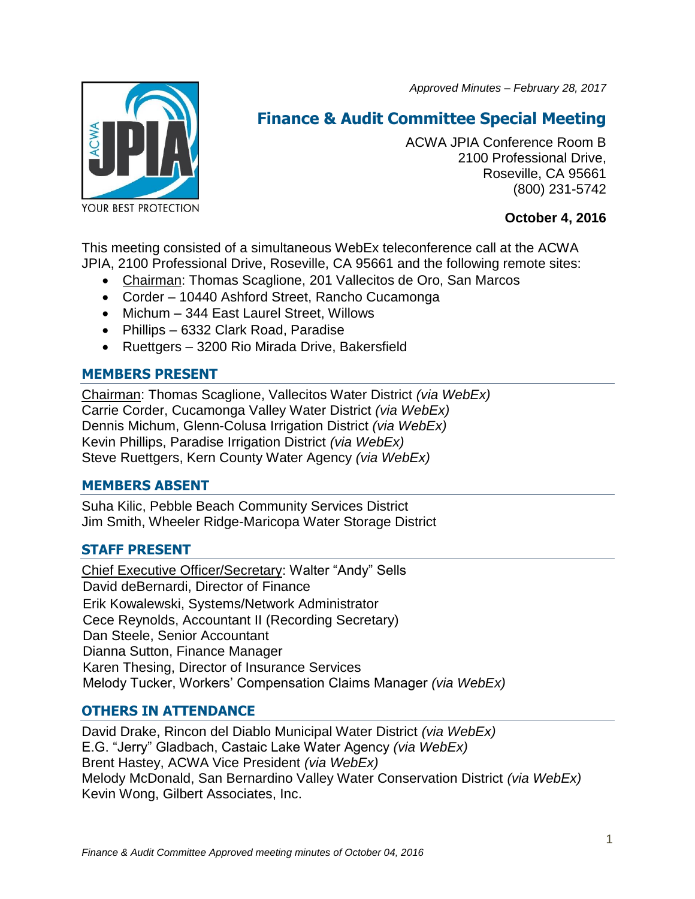*Approved Minutes – February 28, 2017*

# Finance & Audit Committee Special Meeting

ACWA JPIA Conference Room B
2100 Professional Drive,
Roseville, CA 95661
(800) 231-5742

**October 4, 2016**

This meeting consisted of a simultaneous WebEx teleconference call at the ACWA JPIA, 2100 Professional Drive, Roseville, CA 95661 and the following remote sites:

- Chairman: Thomas Scaglione, 201 Vallecitos de Oro, San Marcos
- Corder – 10440 Ashford Street, Rancho Cucamonga
- Michum – 344 East Laurel Street, Willows
- Phillips – 6332 Clark Road, Paradise
- Ruettgers – 3200 Rio Mirada Drive, Bakersfield

## MEMBERS PRESENT

Chairman: Thomas Scaglione, Vallecitos Water District *(via WebEx)*
Carrie Corder, Cucamonga Valley Water District *(via WebEx)*
Dennis Michum, Glenn-Colusa Irrigation District *(via WebEx)*
Kevin Phillips, Paradise Irrigation District *(via WebEx)*
Steve Ruettgers, Kern County Water Agency *(via WebEx)*

## MEMBERS ABSENT

Suha Kilic, Pebble Beach Community Services District
Jim Smith, Wheeler Ridge-Maricopa Water Storage District

## STAFF PRESENT

Chief Executive Officer/Secretary: Walter "Andy" Sells
David deBernardi, Director of Finance
Erik Kowalewski, Systems/Network Administrator
Cece Reynolds, Accountant II (Recording Secretary)
Dan Steele, Senior Accountant
Dianna Sutton, Finance Manager
Karen Thesing, Director of Insurance Services
Melody Tucker, Workers' Compensation Claims Manager *(via WebEx)*

## OTHERS IN ATTENDANCE

David Drake, Rincon del Diablo Municipal Water District *(via WebEx)*
E.G. "Jerry" Gladbach, Castaic Lake Water Agency *(via WebEx)*
Brent Hastey, ACWA Vice President *(via WebEx)*
Melody McDonald, San Bernardino Valley Water Conservation District *(via WebEx)*
Kevin Wong, Gilbert Associates, Inc.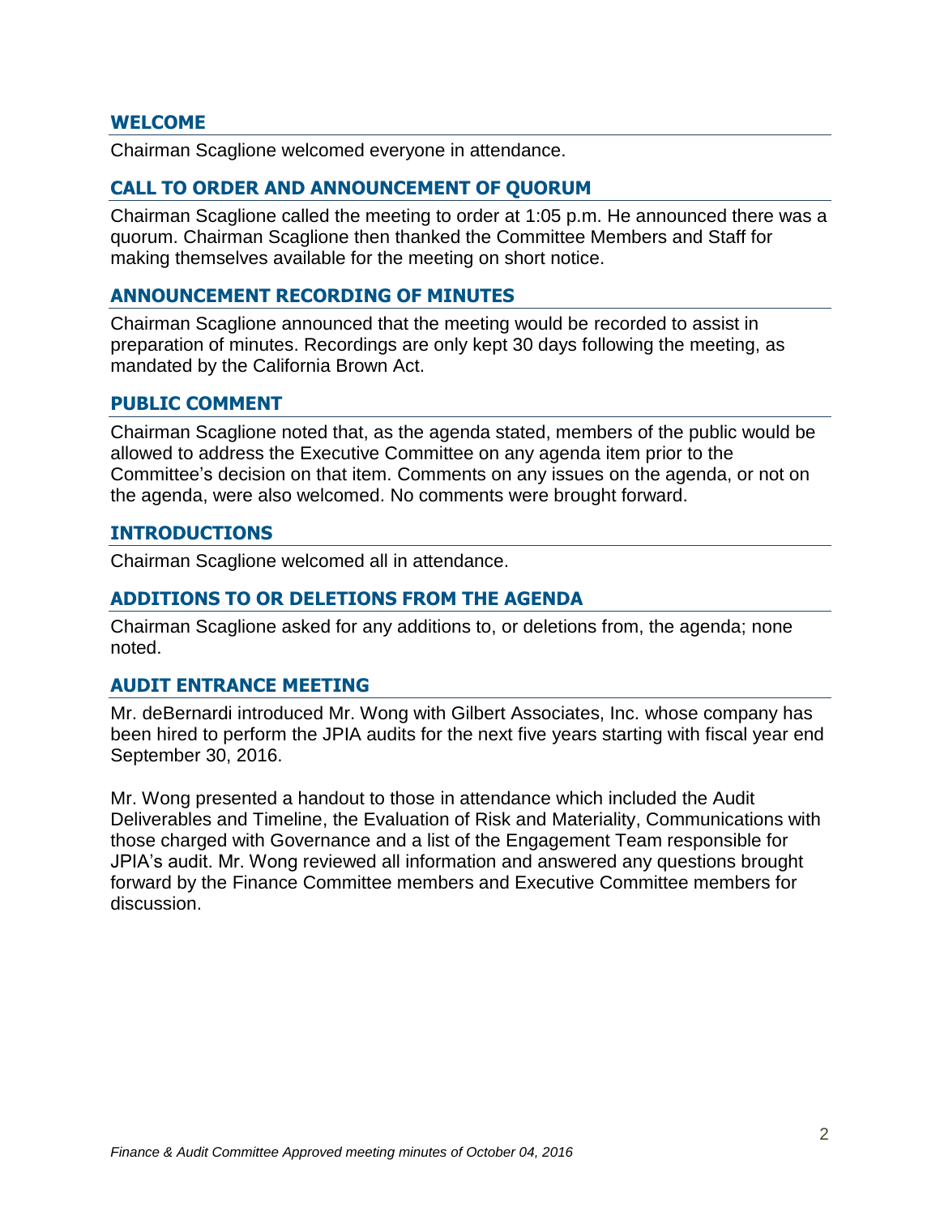## WELCOME

Chairman Scaglione welcomed everyone in attendance.

## CALL TO ORDER AND ANNOUNCEMENT OF QUORUM

Chairman Scaglione called the meeting to order at 1:05 p.m. He announced there was a quorum. Chairman Scaglione then thanked the Committee Members and Staff for making themselves available for the meeting on short notice.

## ANNOUNCEMENT RECORDING OF MINUTES

Chairman Scaglione announced that the meeting would be recorded to assist in preparation of minutes. Recordings are only kept 30 days following the meeting, as mandated by the California Brown Act.

## PUBLIC COMMENT

Chairman Scaglione noted that, as the agenda stated, members of the public would be allowed to address the Executive Committee on any agenda item prior to the Committee's decision on that item. Comments on any issues on the agenda, or not on the agenda, were also welcomed. No comments were brought forward.

## INTRODUCTIONS

Chairman Scaglione welcomed all in attendance.

## ADDITIONS TO OR DELETIONS FROM THE AGENDA

Chairman Scaglione asked for any additions to, or deletions from, the agenda; none noted.

## AUDIT ENTRANCE MEETING

Mr. deBernardi introduced Mr. Wong with Gilbert Associates, Inc. whose company has been hired to perform the JPIA audits for the next five years starting with fiscal year end September 30, 2016.

Mr. Wong presented a handout to those in attendance which included the Audit Deliverables and Timeline, the Evaluation of Risk and Materiality, Communications with those charged with Governance and a list of the Engagement Team responsible for JPIA's audit. Mr. Wong reviewed all information and answered any questions brought forward by the Finance Committee members and Executive Committee members for discussion.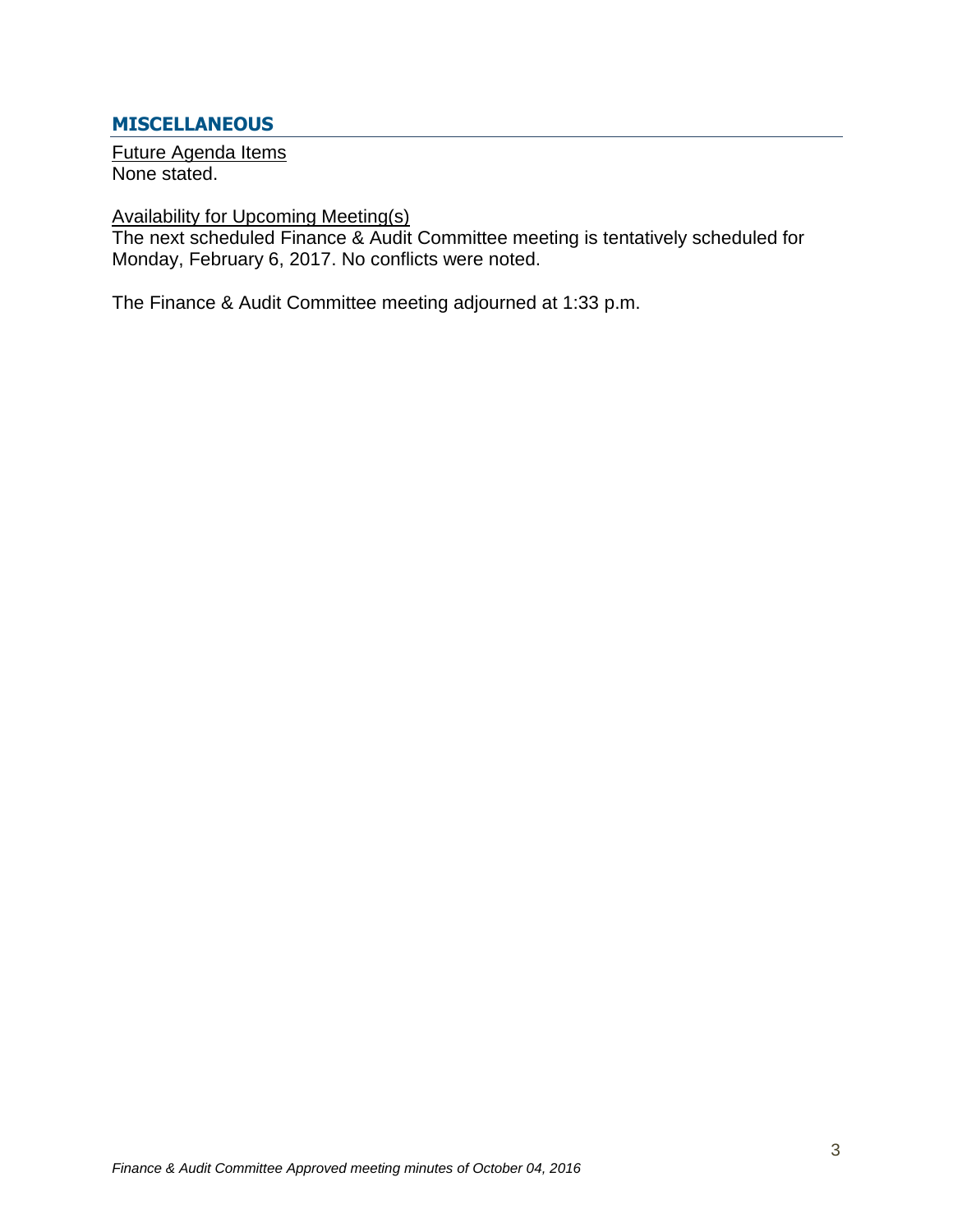## MISCELLANEOUS

Future Agenda Items
None stated.

Availability for Upcoming Meeting(s)
The next scheduled Finance & Audit Committee meeting is tentatively scheduled for Monday, February 6, 2017. No conflicts were noted.

The Finance & Audit Committee meeting adjourned at 1:33 p.m.